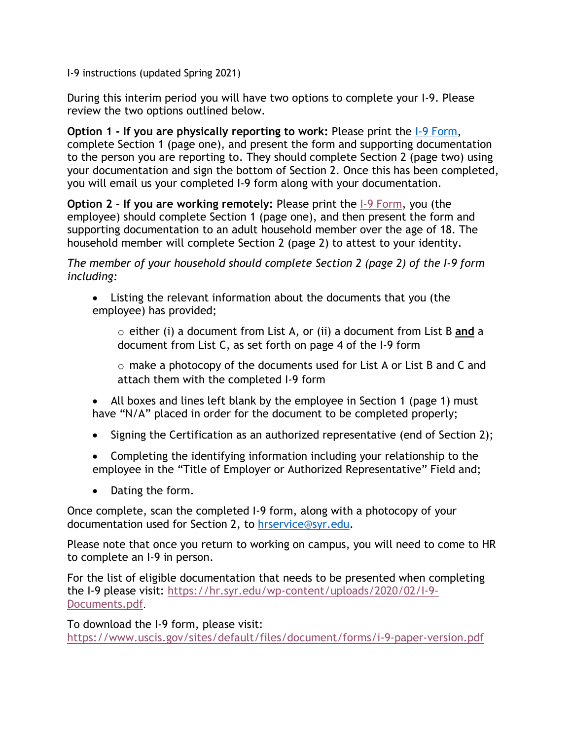I-9 instructions (updated Spring 2021)

During this interim period you will have two options to complete your I-9. Please review the two options outlined below.

**Option 1 - If you are physically reporting to work:** Please print the [I-9 Form](https://www.uscis.gov/sites/default/files/document/forms/i-9-paper-version.pdf), complete Section 1 (page one), and present the form and supporting documentation to the person you are reporting to. They should complete Section 2 (page two) using your documentation and sign the bottom of Section 2. Once this has been completed, you will email us your completed I-9 form along with your documentation.

**Option 2 – If you are working remotely:** Please print the [I-9 Form](https://www.uscis.gov/sites/default/files/document/forms/i-9-paper-version.pdf), you (the employee) should complete Section 1 (page one), and then present the form and supporting documentation to an adult household member over the age of 18. The household member will complete Section 2 (page 2) to attest to your identity.

*The member of your household should complete Section 2 (page 2) of the I-9 form including:*

- Listing the relevant information about the documents that you (the employee) has provided;
    - either (i) a document from List A, or (ii) a document from List B **and** a document from List C, as set forth on page 4 of the I-9 form
    - make a photocopy of the documents used for List A or List B and C and attach them with the completed I-9 form
- All boxes and lines left blank by the employee in Section 1 (page 1) must have "N/A" placed in order for the document to be completed properly;
- Signing the Certification as an authorized representative (end of Section 2);
- Completing the identifying information including your relationship to the employee in the "Title of Employer or Authorized Representative" Field and;
- Dating the form.

Once complete, scan the completed I-9 form, along with a photocopy of your documentation used for Section 2, to [hrservice@syr.edu](mailto:hrservice@syr.edu).

Please note that once you return to working on campus, you will need to come to HR to complete an I-9 in person.

For the list of eligible documentation that needs to be presented when completing the I-9 please visit: [https://hr.syr.edu/wp-content/uploads/2020/02/I-9-Documents.pdf](https://hr.syr.edu/wp-content/uploads/2020/02/I-9-Documents.pdf).

To download the I-9 form, please visit: [https://www.uscis.gov/sites/default/files/document/forms/i-9-paper-version.pdf](https://www.uscis.gov/sites/default/files/document/forms/i-9-paper-version.pdf)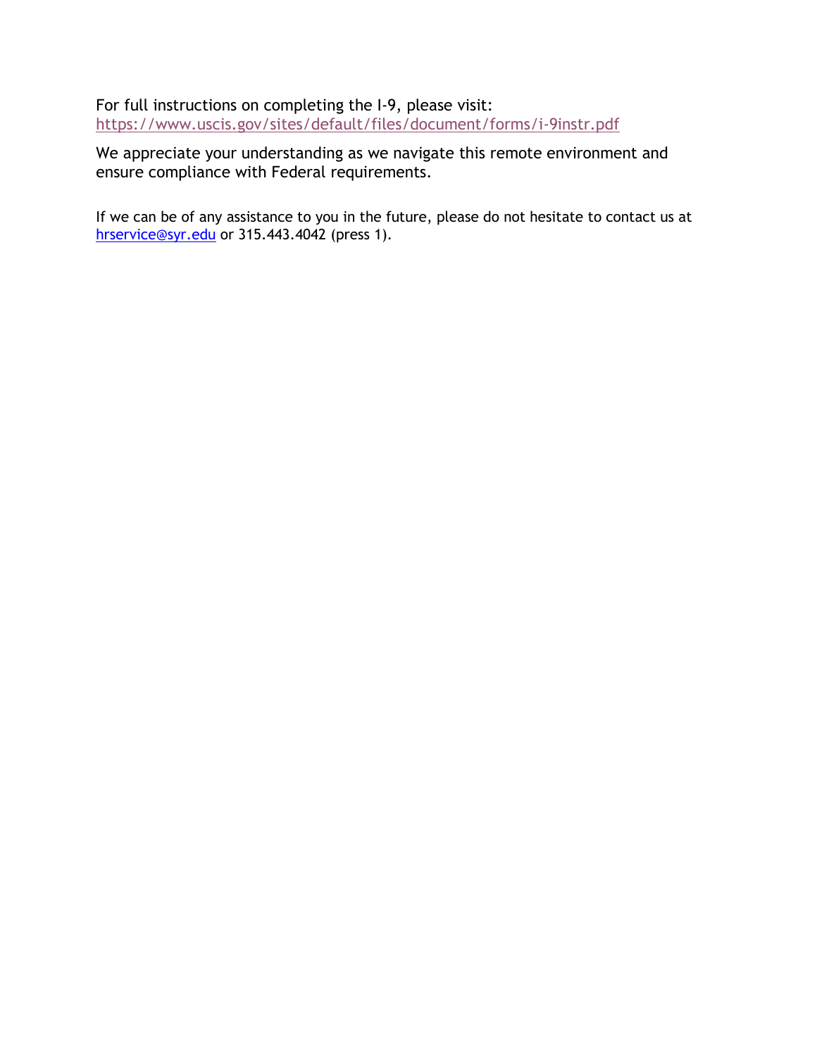For full instructions on completing the I-9, please visit:
https://www.uscis.gov/sites/default/files/document/forms/i-9instr.pdf

We appreciate your understanding as we navigate this remote environment and ensure compliance with Federal requirements.

If we can be of any assistance to you in the future, please do not hesitate to contact us at hrservice@syr.edu or 315.443.4042 (press 1).